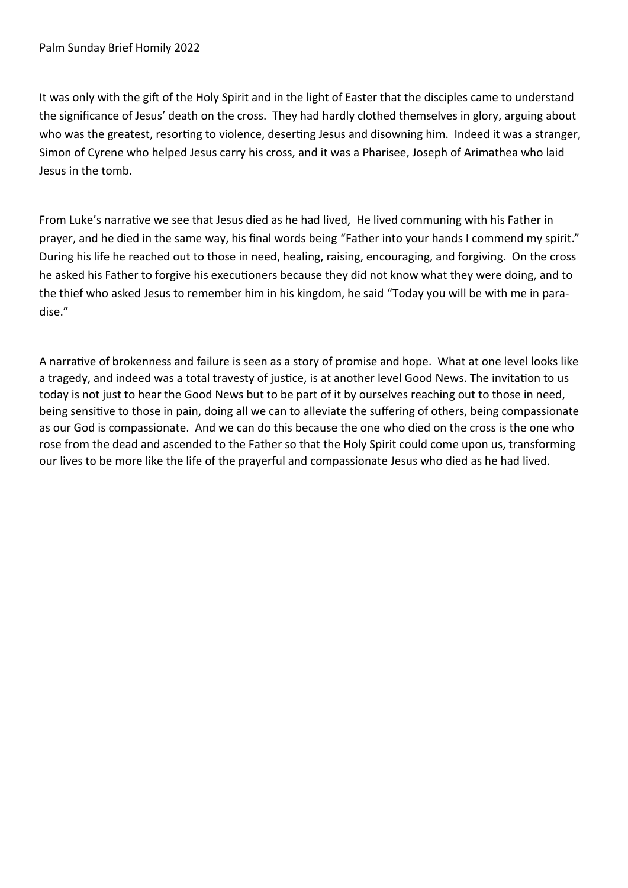Palm Sunday Brief Homily 2022

It was only with the gift of the Holy Spirit and in the light of Easter that the disciples came to understand the significance of Jesus' death on the cross. They had hardly clothed themselves in glory, arguing about who was the greatest, resorting to violence, deserting Jesus and disowning him. Indeed it was a stranger, Simon of Cyrene who helped Jesus carry his cross, and it was a Pharisee, Joseph of Arimathea who laid Jesus in the tomb.

From Luke's narrative we see that Jesus died as he had lived, He lived communing with his Father in prayer, and he died in the same way, his final words being "Father into your hands I commend my spirit." During his life he reached out to those in need, healing, raising, encouraging, and forgiving. On the cross he asked his Father to forgive his executioners because they did not know what they were doing, and to the thief who asked Jesus to remember him in his kingdom, he said "Today you will be with me in paradise."

A narrative of brokenness and failure is seen as a story of promise and hope. What at one level looks like a tragedy, and indeed was a total travesty of justice, is at another level Good News. The invitation to us today is not just to hear the Good News but to be part of it by ourselves reaching out to those in need, being sensitive to those in pain, doing all we can to alleviate the suffering of others, being compassionate as our God is compassionate. And we can do this because the one who died on the cross is the one who rose from the dead and ascended to the Father so that the Holy Spirit could come upon us, transforming our lives to be more like the life of the prayerful and compassionate Jesus who died as he had lived.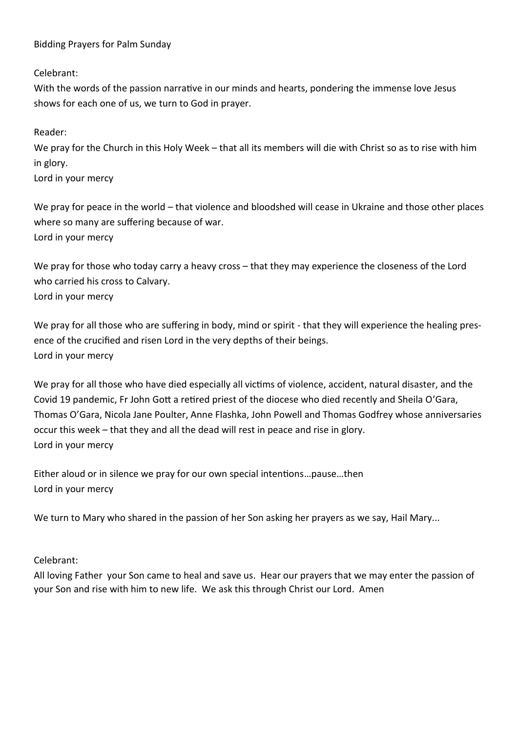Bidding Prayers for Palm Sunday

Celebrant:
With the words of the passion narrative in our minds and hearts, pondering the immense love Jesus shows for each one of us, we turn to God in prayer.

Reader:
We pray for the Church in this Holy Week – that all its members will die with Christ so as to rise with him in glory.
Lord in your mercy

We pray for peace in the world – that violence and bloodshed will cease in Ukraine and those other places where so many are suffering because of war.
Lord in your mercy

We pray for those who today carry a heavy cross – that they may experience the closeness of the Lord who carried his cross to Calvary.
Lord in your mercy

We pray for all those who are suffering in body, mind or spirit - that they will experience the healing presence of the crucified and risen Lord in the very depths of their beings.
Lord in your mercy

We pray for all those who have died especially all victims of violence, accident, natural disaster, and the Covid 19 pandemic, Fr John Gott a retired priest of the diocese who died recently and Sheila O'Gara, Thomas O'Gara, Nicola Jane Poulter, Anne Flashka, John Powell and Thomas Godfrey whose anniversaries occur this week – that they and all the dead will rest in peace and rise in glory.
Lord in your mercy

Either aloud or in silence we pray for our own special intentions…pause…then
Lord in your mercy

We turn to Mary who shared in the passion of her Son asking her prayers as we say, Hail Mary...

Celebrant:
All loving Father your Son came to heal and save us. Hear our prayers that we may enter the passion of your Son and rise with him to new life. We ask this through Christ our Lord. Amen